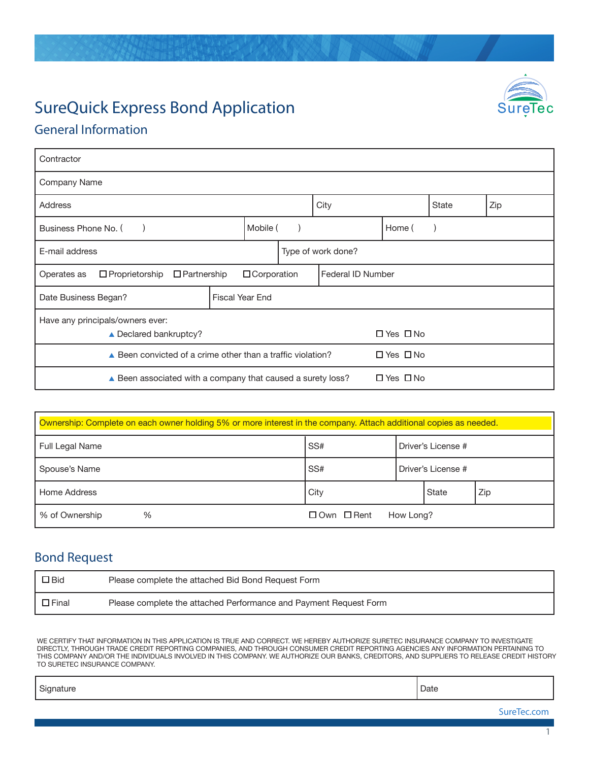# SureQuick Express Bond Application

SureTec

## General Information

| Contractor | | | |
|---|---|---|---|
| Company Name | | | |
| Address | City | State | Zip |
| Business Phone No. ( ) | Mobile ( ) | Home ( ) | |
| E-mail address | Type of work done? | | |
| Operates as ☐ Proprietorship ☐ Partnership ☐ Corporation | Federal ID Number | | |
| Date Business Began? | Fiscal Year End | | |

Have any principals/owners ever:

| | |
|---|---|
| ▲ Declared bankruptcy? | ☐ Yes ☐ No |
| ▲ Been convicted of a crime other than a traffic violation? | ☐ Yes ☐ No |
| ▲ Been associated with a company that caused a surety loss? | ☐ Yes ☐ No |

**Ownership: Complete on each owner holding 5% or more interest in the company. Attach additional copies as needed.**

| Full Legal Name | SS# | Driver's License # | |
|---|---|---|---|
| Spouse's Name | SS# | Driver's License # | |
| Home Address | City | State | Zip |
| % of Ownership % | ☐ Own ☐ Rent | How Long? | |

## Bond Request

| | |
|---|---|
| ☐ Bid | Please complete the attached Bid Bond Request Form |
| ☐ Final | Please complete the attached Performance and Payment Request Form |

WE CERTIFY THAT INFORMATION IN THIS APPLICATION IS TRUE AND CORRECT. WE HEREBY AUTHORIZE SURETEC INSURANCE COMPANY TO INVESTIGATE DIRECTLY, THROUGH TRADE CREDIT REPORTING COMPANIES, AND THROUGH CONSUMER CREDIT REPORTING AGENCIES ANY INFORMATION PERTAINING TO THIS COMPANY AND/OR THE INDIVIDUALS INVOLVED IN THIS COMPANY. WE AUTHORIZE OUR BANKS, CREDITORS, AND SUPPLIERS TO RELEASE CREDIT HISTORY TO SURETEC INSURANCE COMPANY.

| Signature | Date |
|---|---|

SureTec.com